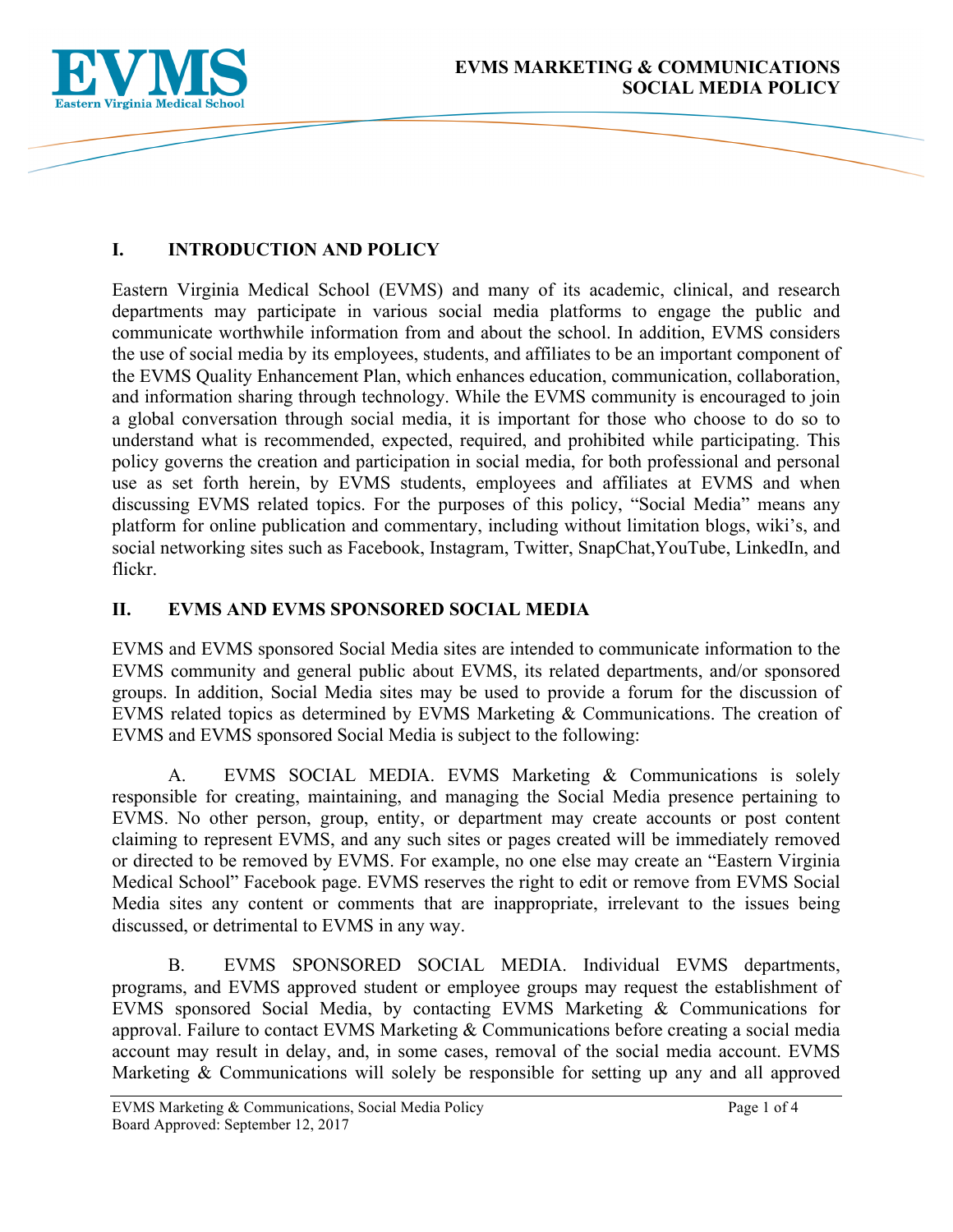# EVMS MARKETING & COMMUNICATIONS SOCIAL MEDIA POLICY

## I. INTRODUCTION AND POLICY

Eastern Virginia Medical School (EVMS) and many of its academic, clinical, and research departments may participate in various social media platforms to engage the public and communicate worthwhile information from and about the school. In addition, EVMS considers the use of social media by its employees, students, and affiliates to be an important component of the EVMS Quality Enhancement Plan, which enhances education, communication, collaboration, and information sharing through technology. While the EVMS community is encouraged to join a global conversation through social media, it is important for those who choose to do so to understand what is recommended, expected, required, and prohibited while participating. This policy governs the creation and participation in social media, for both professional and personal use as set forth herein, by EVMS students, employees and affiliates at EVMS and when discussing EVMS related topics. For the purposes of this policy, "Social Media" means any platform for online publication and commentary, including without limitation blogs, wiki's, and social networking sites such as Facebook, Instagram, Twitter, SnapChat,YouTube, LinkedIn, and flickr.

## II. EVMS AND EVMS SPONSORED SOCIAL MEDIA

EVMS and EVMS sponsored Social Media sites are intended to communicate information to the EVMS community and general public about EVMS, its related departments, and/or sponsored groups. In addition, Social Media sites may be used to provide a forum for the discussion of EVMS related topics as determined by EVMS Marketing & Communications. The creation of EVMS and EVMS sponsored Social Media is subject to the following:

A. EVMS SOCIAL MEDIA. EVMS Marketing & Communications is solely responsible for creating, maintaining, and managing the Social Media presence pertaining to EVMS. No other person, group, entity, or department may create accounts or post content claiming to represent EVMS, and any such sites or pages created will be immediately removed or directed to be removed by EVMS. For example, no one else may create an "Eastern Virginia Medical School" Facebook page. EVMS reserves the right to edit or remove from EVMS Social Media sites any content or comments that are inappropriate, irrelevant to the issues being discussed, or detrimental to EVMS in any way.

B. EVMS SPONSORED SOCIAL MEDIA. Individual EVMS departments, programs, and EVMS approved student or employee groups may request the establishment of EVMS sponsored Social Media, by contacting EVMS Marketing & Communications for approval. Failure to contact EVMS Marketing & Communications before creating a social media account may result in delay, and, in some cases, removal of the social media account. EVMS Marketing & Communications will solely be responsible for setting up any and all approved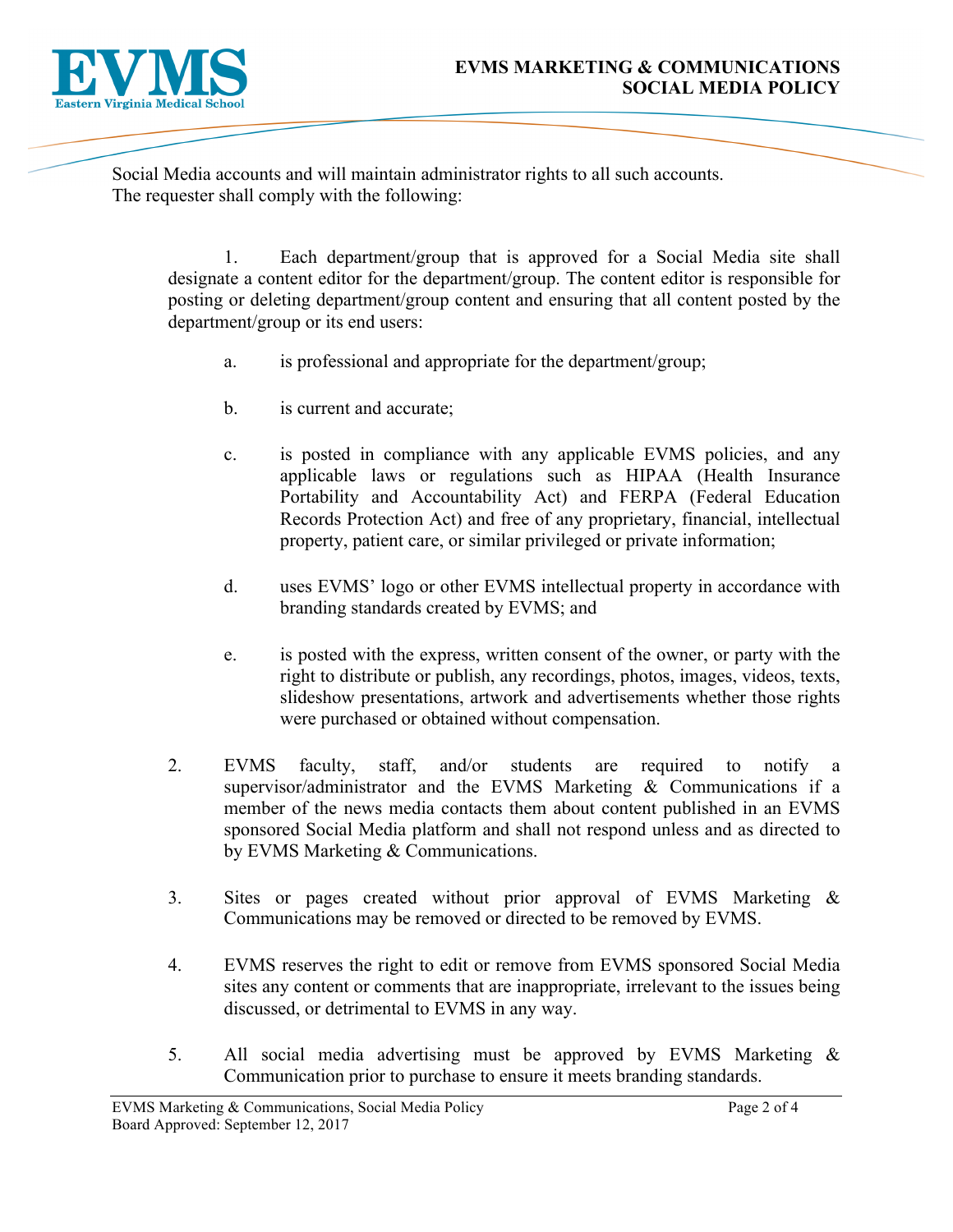Social Media accounts and will maintain administrator rights to all such accounts. The requester shall comply with the following:

1. Each department/group that is approved for a Social Media site shall designate a content editor for the department/group. The content editor is responsible for posting or deleting department/group content and ensuring that all content posted by the department/group or its end users:

    a. is professional and appropriate for the department/group;

    b. is current and accurate;

    c. is posted in compliance with any applicable EVMS policies, and any applicable laws or regulations such as HIPAA (Health Insurance Portability and Accountability Act) and FERPA (Federal Education Records Protection Act) and free of any proprietary, financial, intellectual property, patient care, or similar privileged or private information;

    d. uses EVMS' logo or other EVMS intellectual property in accordance with branding standards created by EVMS; and

    e. is posted with the express, written consent of the owner, or party with the right to distribute or publish, any recordings, photos, images, videos, texts, slideshow presentations, artwork and advertisements whether those rights were purchased or obtained without compensation.

2. EVMS faculty, staff, and/or students are required to notify a supervisor/administrator and the EVMS Marketing & Communications if a member of the news media contacts them about content published in an EVMS sponsored Social Media platform and shall not respond unless and as directed to by EVMS Marketing & Communications.

3. Sites or pages created without prior approval of EVMS Marketing & Communications may be removed or directed to be removed by EVMS.

4. EVMS reserves the right to edit or remove from EVMS sponsored Social Media sites any content or comments that are inappropriate, irrelevant to the issues being discussed, or detrimental to EVMS in any way.

5. All social media advertising must be approved by EVMS Marketing & Communication prior to purchase to ensure it meets branding standards.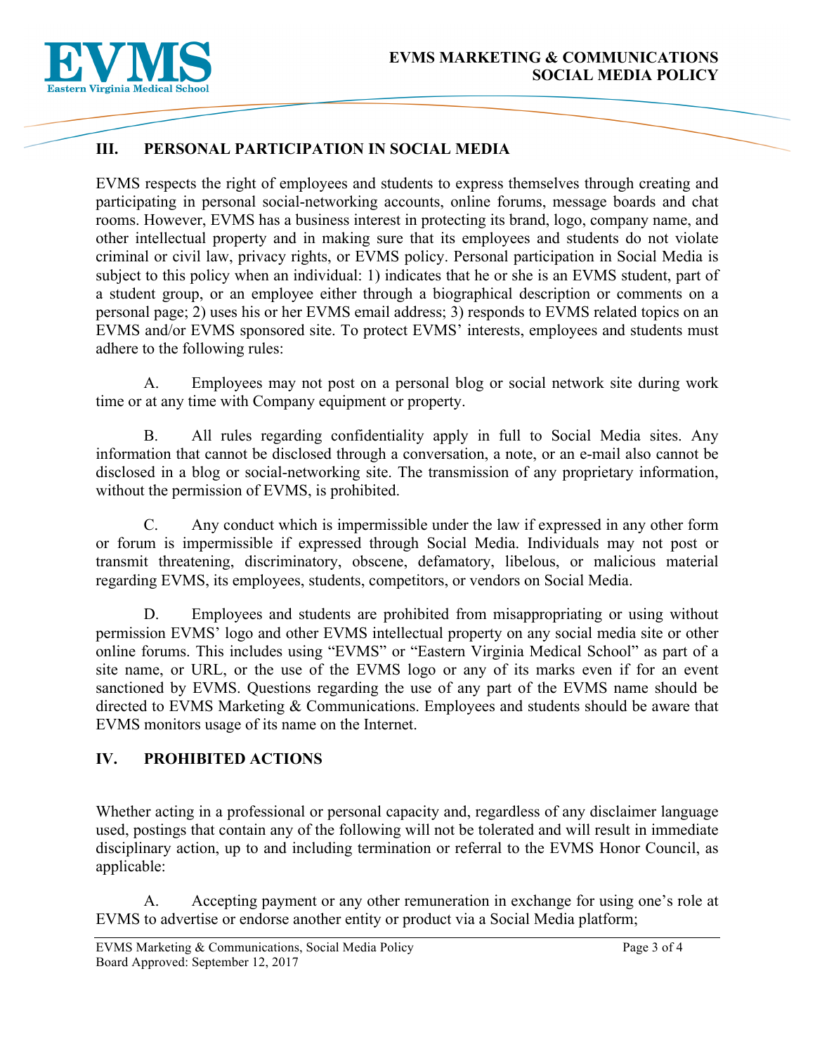## III. PERSONAL PARTICIPATION IN SOCIAL MEDIA

EVMS respects the right of employees and students to express themselves through creating and participating in personal social-networking accounts, online forums, message boards and chat rooms. However, EVMS has a business interest in protecting its brand, logo, company name, and other intellectual property and in making sure that its employees and students do not violate criminal or civil law, privacy rights, or EVMS policy. Personal participation in Social Media is subject to this policy when an individual: 1) indicates that he or she is an EVMS student, part of a student group, or an employee either through a biographical description or comments on a personal page; 2) uses his or her EVMS email address; 3) responds to EVMS related topics on an EVMS and/or EVMS sponsored site. To protect EVMS' interests, employees and students must adhere to the following rules:

A. Employees may not post on a personal blog or social network site during work time or at any time with Company equipment or property.

B. All rules regarding confidentiality apply in full to Social Media sites. Any information that cannot be disclosed through a conversation, a note, or an e-mail also cannot be disclosed in a blog or social-networking site. The transmission of any proprietary information, without the permission of EVMS, is prohibited.

C. Any conduct which is impermissible under the law if expressed in any other form or forum is impermissible if expressed through Social Media. Individuals may not post or transmit threatening, discriminatory, obscene, defamatory, libelous, or malicious material regarding EVMS, its employees, students, competitors, or vendors on Social Media.

D. Employees and students are prohibited from misappropriating or using without permission EVMS' logo and other EVMS intellectual property on any social media site or other online forums. This includes using "EVMS" or "Eastern Virginia Medical School" as part of a site name, or URL, or the use of the EVMS logo or any of its marks even if for an event sanctioned by EVMS. Questions regarding the use of any part of the EVMS name should be directed to EVMS Marketing & Communications. Employees and students should be aware that EVMS monitors usage of its name on the Internet.

## IV. PROHIBITED ACTIONS

Whether acting in a professional or personal capacity and, regardless of any disclaimer language used, postings that contain any of the following will not be tolerated and will result in immediate disciplinary action, up to and including termination or referral to the EVMS Honor Council, as applicable:

A. Accepting payment or any other remuneration in exchange for using one's role at EVMS to advertise or endorse another entity or product via a Social Media platform;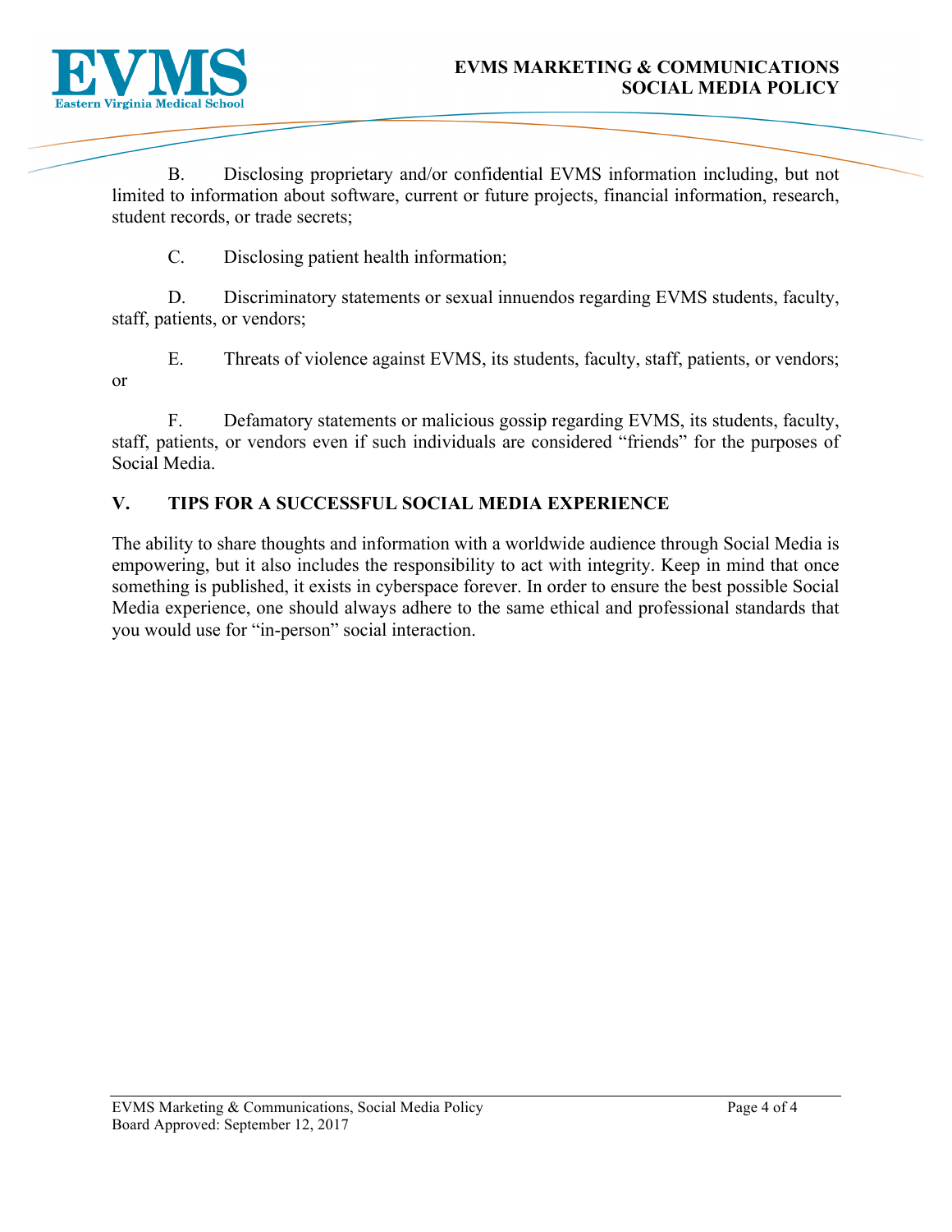B. Disclosing proprietary and/or confidential EVMS information including, but not limited to information about software, current or future projects, financial information, research, student records, or trade secrets;

C. Disclosing patient health information;

D. Discriminatory statements or sexual innuendos regarding EVMS students, faculty, staff, patients, or vendors;

E. Threats of violence against EVMS, its students, faculty, staff, patients, or vendors; or

F. Defamatory statements or malicious gossip regarding EVMS, its students, faculty, staff, patients, or vendors even if such individuals are considered "friends" for the purposes of Social Media.

## V. TIPS FOR A SUCCESSFUL SOCIAL MEDIA EXPERIENCE

The ability to share thoughts and information with a worldwide audience through Social Media is empowering, but it also includes the responsibility to act with integrity. Keep in mind that once something is published, it exists in cyberspace forever. In order to ensure the best possible Social Media experience, one should always adhere to the same ethical and professional standards that you would use for "in-person" social interaction.